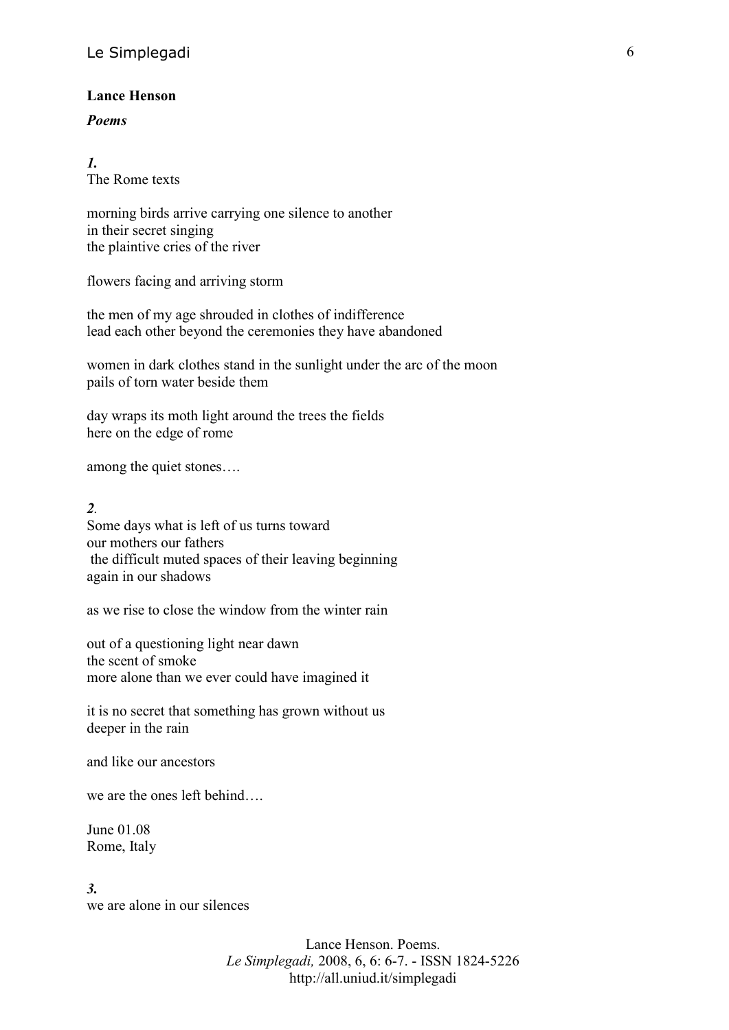**Lance Henson**

***Poems***

***1.***
The Rome texts

morning birds arrive carrying one silence to another
in their secret singing
the plaintive cries of the river

flowers facing and arriving storm

the men of my age shrouded in clothes of indifference
lead each other beyond the ceremonies they have abandoned

women in dark clothes stand in the sunlight under the arc of the moon
pails of torn water beside them

day wraps its moth light around the trees the fields
here on the edge of rome

among the quiet stones….

***2.***
Some days what is left of us turns toward
our mothers our fathers
the difficult muted spaces of their leaving beginning
again in our shadows

as we rise to close the window from the winter rain

out of a questioning light near dawn
the scent of smoke
more alone than we ever could have imagined it

it is no secret that something has grown without us
deeper in the rain

and like our ancestors

we are the ones left behind….

June 01.08
Rome, Italy

***3.***
we are alone in our silences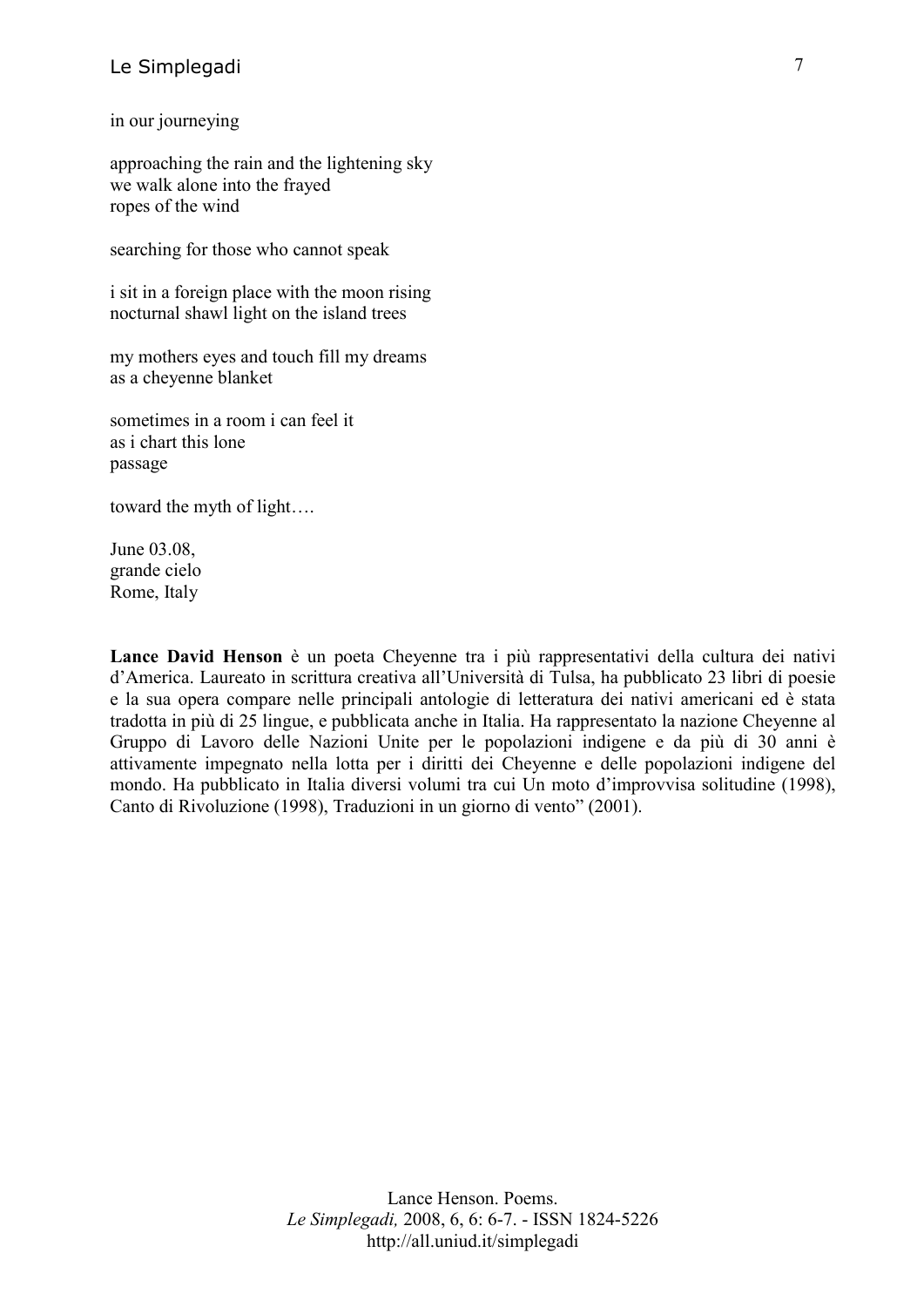in our journeying

approaching the rain and the lightening sky  
we walk alone into the frayed  
ropes of the wind

searching for those who cannot speak

i sit in a foreign place with the moon rising  
nocturnal shawl light on the island trees

my mothers eyes and touch fill my dreams  
as a cheyenne blanket

sometimes in a room i can feel it  
as i chart this lone  
passage

toward the myth of light….

June 03.08,  
grande cielo  
Rome, Italy

**Lance David Henson** è un poeta Cheyenne tra i più rappresentativi della cultura dei nativi d'America. Laureato in scrittura creativa all'Università di Tulsa, ha pubblicato 23 libri di poesie e la sua opera compare nelle principali antologie di letteratura dei nativi americani ed è stata tradotta in più di 25 lingue, e pubblicata anche in Italia. Ha rappresentato la nazione Cheyenne al Gruppo di Lavoro delle Nazioni Unite per le popolazioni indigene e da più di 30 anni è attivamente impegnato nella lotta per i diritti dei Cheyenne e delle popolazioni indigene del mondo. Ha pubblicato in Italia diversi volumi tra cui Un moto d'improvvisa solitudine (1998), Canto di Rivoluzione (1998), Traduzioni in un giorno di vento" (2001).